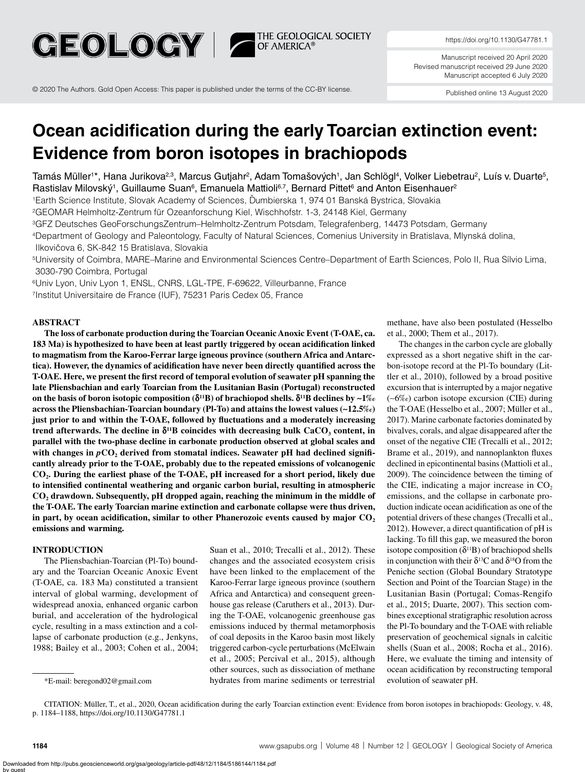https://doi.org/10.1130/G47781.1

Manuscript received 20 April 2020
Revised manuscript received 29 June 2020
Manuscript accepted 6 July 2020

© 2020 The Authors. Gold Open Access: This paper is published under the terms of the CC-BY license.

Published online 13 August 2020

# Ocean acidification during the early Toarcian extinction event: Evidence from boron isotopes in brachiopods

Tamás Müller[1]*, Hana Jurikova[2,3], Marcus Gutjahr[2], Adam Tomašových[1], Jan Schlögl[4], Volker Liebetrau[2], Luís v. Duarte[5], Rastislav Milovský[1], Guillaume Suan[6], Emanuela Mattioli[6,7], Bernard Pittet[6] and Anton Eisenhauer[2]

[1]Earth Science Institute, Slovak Academy of Sciences, Ďumbierska 1, 974 01 Banská Bystrica, Slovakia
[2]GEOMAR Helmholtz-Zentrum für Ozeanforschung Kiel, Wischhofstr. 1-3, 24148 Kiel, Germany
[3]GFZ Deutsches GeoForschungsZentrum–Helmholtz-Zentrum Potsdam, Telegrafenberg, 14473 Potsdam, Germany
[4]Department of Geology and Paleontology, Faculty of Natural Sciences, Comenius University in Bratislava, Mlynská dolina, Ilkovičova 6, SK-842 15 Bratislava, Slovakia
[5]University of Coimbra, MARE–Marine and Environmental Sciences Centre–Department of Earth Sciences, Polo II, Rua Sílvio Lima, 3030-790 Coimbra, Portugal
[6]Univ Lyon, Univ Lyon 1, ENSL, CNRS, LGL-TPE, F-69622, Villeurbanne, France
[7]Institut Universitaire de France (IUF), 75231 Paris Cedex 05, France

## ABSTRACT

**The loss of carbonate production during the Toarcian Oceanic Anoxic Event (T-OAE, ca. 183 Ma) is hypothesized to have been at least partly triggered by ocean acidification linked to magmatism from the Karoo-Ferrar large igneous province (southern Africa and Antarctica). However, the dynamics of acidification have never been directly quantified across the T-OAE. Here, we present the first record of temporal evolution of seawater pH spanning the late Pliensbachian and early Toarcian from the Lusitanian Basin (Portugal) reconstructed on the basis of boron isotopic composition ($\delta^{11}B$) of brachiopod shells. $\delta^{11}B$ declines by ~1‰ across the Pliensbachian-Toarcian boundary (Pl-To) and attains the lowest values (~12.5‰) just prior to and within the T-OAE, followed by fluctuations and a moderately increasing trend afterwards. The decline in $\delta^{11}B$ coincides with decreasing bulk $CaCO_3$ content, in parallel with the two-phase decline in carbonate production observed at global scales and with changes in $pCO_2$ derived from stomatal indices. Seawater pH had declined significantly already prior to the T-OAE, probably due to the repeated emissions of volcanogenic $CO_2$. During the earliest phase of the T-OAE, pH increased for a short period, likely due to intensified continental weathering and organic carbon burial, resulting in atmospheric $CO_2$ drawdown. Subsequently, pH dropped again, reaching the minimum in the middle of the T-OAE. The early Toarcian marine extinction and carbonate collapse were thus driven, in part, by ocean acidification, similar to other Phanerozoic events caused by major $CO_2$ emissions and warming.**

## INTRODUCTION

The Pliensbachian-Toarcian (Pl-To) boundary and the Toarcian Oceanic Anoxic Event (T-OAE, ca. 183 Ma) constituted a transient interval of global warming, development of widespread anoxia, enhanced organic carbon burial, and acceleration of the hydrological cycle, resulting in a mass extinction and a collapse of carbonate production (e.g., Jenkyns, 1988; Bailey et al., 2003; Cohen et al., 2004; Suan et al., 2010; Trecalli et al., 2012). These changes and the associated ecosystem crisis have been linked to the emplacement of the Karoo-Ferrar large igneous province (southern Africa and Antarctica) and consequent greenhouse gas release (Caruthers et al., 2013). During the T-OAE, volcanogenic greenhouse gas emissions induced by thermal metamorphosis of coal deposits in the Karoo basin most likely triggered carbon-cycle perturbations (McElwain et al., 2005; Percival et al., 2015), although other sources, such as dissociation of methane hydrates from marine sediments or terrestrial methane, have also been postulated (Hesselbo et al., 2000; Them et al., 2017).

The changes in the carbon cycle are globally expressed as a short negative shift in the carbon-isotope record at the Pl-To boundary (Littler et al., 2010), followed by a broad positive excursion that is interrupted by a major negative (~6‰) carbon isotope excursion (CIE) during the T-OAE (Hesselbo et al., 2007; Müller et al., 2017). Marine carbonate factories dominated by bivalves, corals, and algae disappeared after the onset of the negative CIE (Trecalli et al., 2012; Brame et al., 2019), and nannoplankton fluxes declined in epicontinental basins (Mattioli et al., 2009). The coincidence between the timing of the CIE, indicating a major increase in $CO_2$ emissions, and the collapse in carbonate production indicate ocean acidification as one of the potential drivers of these changes (Trecalli et al., 2012). However, a direct quantification of pH is lacking. To fill this gap, we measured the boron isotope composition ($\delta^{11}B$) of brachiopod shells in conjunction with their $\delta^{13}C$ and $\delta^{18}O$ from the Peniche section (Global Boundary Stratotype Section and Point of the Toarcian Stage) in the Lusitanian Basin (Portugal; Comas-Rengifo et al., 2015; Duarte, 2007). This section combines exceptional stratigraphic resolution across the Pl-To boundary and the T-OAE with reliable preservation of geochemical signals in calcitic shells (Suan et al., 2008; Rocha et al., 2016). Here, we evaluate the timing and intensity of ocean acidification by reconstructing temporal evolution of seawater pH.

*E-mail: beregond02@gmail.com

CITATION: Müller, T., et al., 2020, Ocean acidification during the early Toarcian extinction event: Evidence from boron isotopes in brachiopods: Geology, v. 48, p. 1184–1188, https://doi.org/10.1130/G47781.1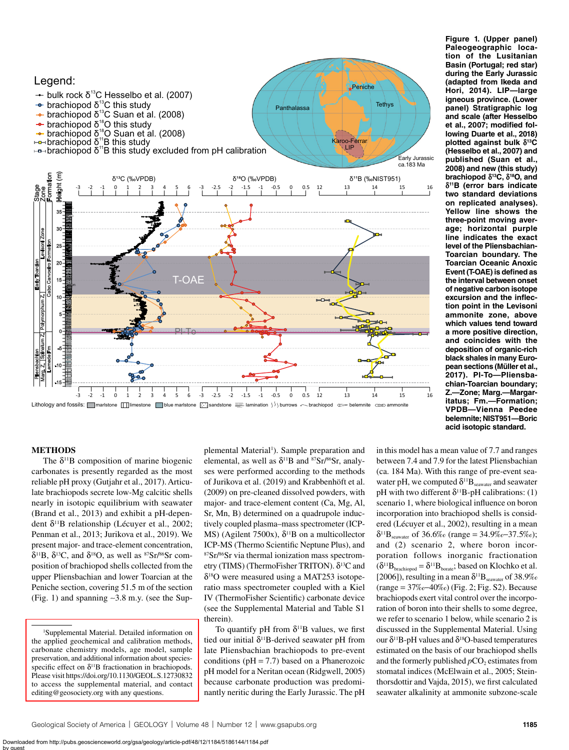**Figure 1. (Upper panel) Paleogeographic location of the Lusitanian Basin (Portugal; red star) during the Early Jurassic (adapted from Ikeda and Hori, 2014). LIP—large igneous province. (Lower panel) Stratigraphic log and scale (after Hesselbo et al., 2007; modified following Duarte et al., 2018) plotted against bulk $\delta^{13}C$ (Hesselbo et al., 2007) and published (Suan et al., 2008) and new (this study) brachiopod $\delta^{13}C$, $\delta^{18}O$, and $\delta^{11}B$ (error bars indicate two standard deviations on replicated analyses). Yellow line shows the three-point moving average; horizontal purple line indicates the exact level of the Pliensbachian-Toarcian boundary. The Toarcian Oceanic Anoxic Event (T-OAE) is defined as the interval between onset of negative carbon isotope excursion and the inflection point in the Levisoni ammonite zone, above which values tend toward a more positive direction, and coincides with the deposition of organic-rich black shales in many European sections (Müller et al., 2017). Pl-To—Pliensbachian-Toarcian boundary; Z.—Zone; Marg.—Margaritatus; Fm.—Formation; VPDB—Vienna Peedee belemnite; NIST951—Boric acid isotopic standard.**

## METHODS

The $\delta^{11}B$ composition of marine biogenic carbonates is presently regarded as the most reliable pH proxy (Gutjahr et al., 2017). Articulate brachiopods secrete low-Mg calcitic shells nearly in isotopic equilibrium with seawater (Brand et al., 2013) and exhibit a pH-dependent $\delta^{11}B$ relationship (Lécuyer et al., 2002; Penman et al., 2013; Jurikova et al., 2019). We present major- and trace-element concentration, $\delta^{11}B$, $\delta^{13}C$, and $\delta^{18}O$, as well as $^{87}Sr/^{86}Sr$ composition of brachiopod shells collected from the upper Pliensbachian and lower Toarcian at the Peniche section, covering 51.5 m of the section (Fig. 1) and spanning ~3.8 m.y. (see the Supplemental Material[1]). Sample preparation and elemental, as well as $\delta^{11}B$ and $^{87}Sr/^{86}Sr$, analyses were performed according to the methods of Jurikova et al. (2019) and Krabbenhöft et al. (2009) on pre-cleaned dissolved powders, with major- and trace-element content (Ca, Mg, Al, Sr, Mn, B) determined on a quadrupole inductively coupled plasma–mass spectrometer (ICP-MS) (Agilent 7500x), $\delta^{11}B$ on a multicollector ICP-MS (Thermo Scientific Neptune Plus), and $^{87}Sr/^{86}Sr$ via thermal ionization mass spectrometry (TIMS) (ThermoFisher TRITON). $\delta^{13}C$ and $\delta^{18}O$ were measured using a MAT253 isotope-ratio mass spectrometer coupled with a Kiel IV (ThermoFisher Scientific) carbonate device (see the Supplemental Material and Table S1 therein).

To quantify pH from $\delta^{11}B$ values, we first tied our initial $\delta^{11}B$-derived seawater pH from late Pliensbachian brachiopods to pre-event conditions (pH = 7.7) based on a Phanerozoic pH model for a Neritan ocean (Ridgwell, 2005) because carbonate production was predominantly neritic during the Early Jurassic. The pH in this model has a mean value of 7.7 and ranges between 7.4 and 7.9 for the latest Pliensbachian (ca. 184 Ma). With this range of pre-event seawater pH, we computed $\delta^{11}B_{seawater}$ and seawater pH with two different $\delta^{11}B$-pH calibrations: (1) scenario 1, where biological influence on boron incorporation into brachiopod shells is considered (Lécuyer et al., 2002), resulting in a mean $\delta^{11}B_{seawater}$ of 36.6‰ (range = 34.9‰–37.5‰); and (2) scenario 2, where boron incorporation follows inorganic fractionation ($\delta^{11}B_{brachiopod} = \delta^{11}B_{borate}$; based on Klochko et al. [2006]), resulting in a mean $\delta^{11}B_{seawater}$ of 38.9‰ (range = 37‰–40‰) (Fig. 2; Fig. S2). Because brachiopods exert vital control over the incorporation of boron into their shells to some degree, we refer to scenario 1 below, while scenario 2 is discussed in the Supplemental Material. Using our $\delta^{11}B$-pH values and $\delta^{18}O$-based temperatures estimated on the basis of our brachiopod shells and the formerly published $pCO_2$ estimates from stomatal indices (McElwain et al., 2005; Steinthorsdottir and Vajda, 2015), we first calculated seawater alkalinity at ammonite subzone-scale

[1]Supplemental Material. Detailed information on the applied geochemical and calibration methods, carbonate chemistry models, age model, sample preservation, and additional information about species-specific effect on $\delta^{11}B$ fractionation in brachiopods. Please visit https://doi.org/10.1130/GEOL.S.12730832 to access the supplemental material, and contact editing@geosociety.org with any questions.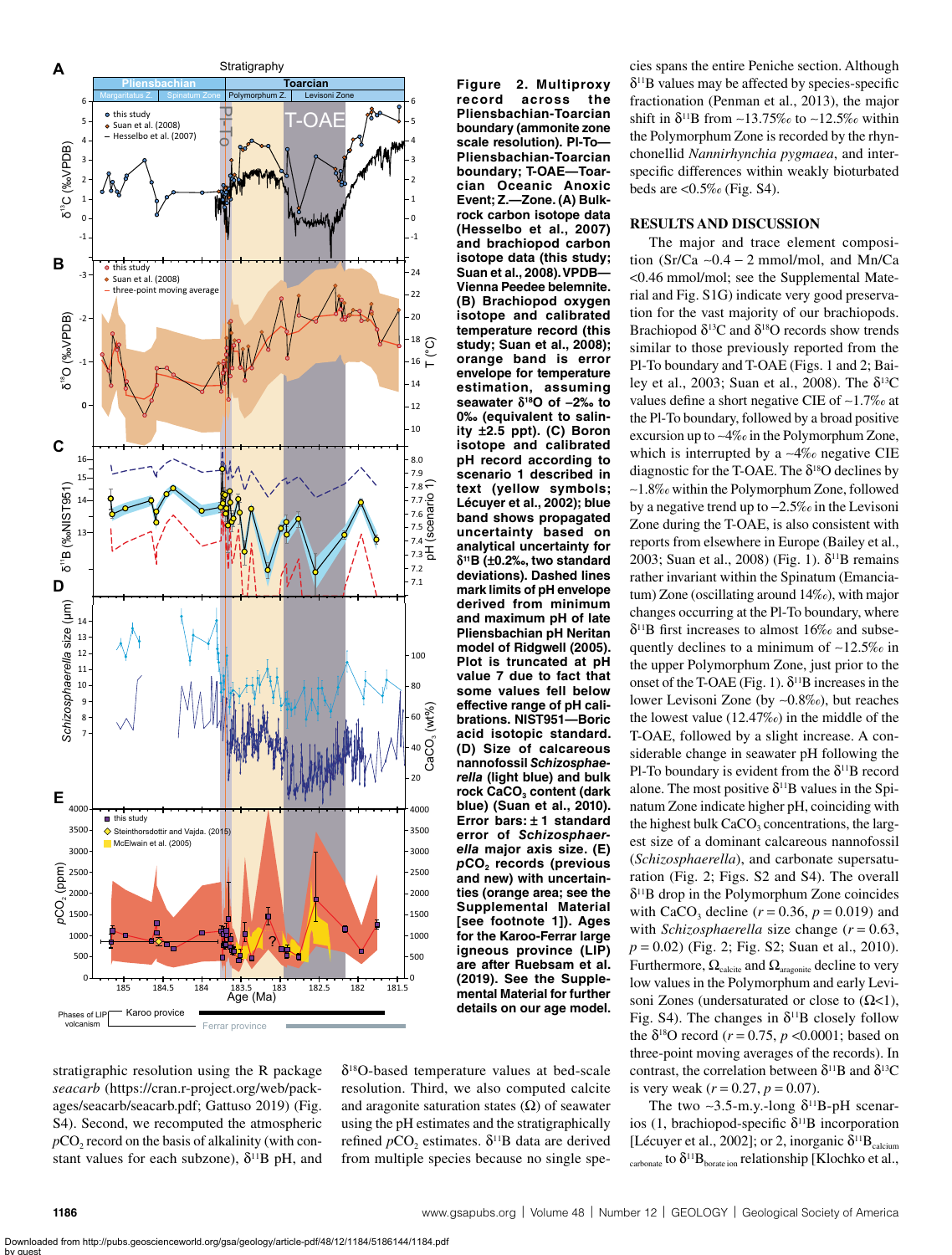**Figure 2. Multiproxy record across the Pliensbachian-Toarcian boundary (ammonite zone scale resolution). Pl-To—Pliensbachian-Toarcian boundary; T-OAE—Toarcian Oceanic Anoxic Event; Z.—Zone. (A) Bulk-rock carbon isotope data (Hesselbo et al., 2007) and brachiopod carbon isotope data (this study; Suan et al., 2008). VPDB—Vienna Peedee belemnite. (B) Brachiopod oxygen isotope and calibrated temperature record (this study; Suan et al., 2008); orange band is error envelope for temperature estimation, assuming seawater $\delta^{18}O$ of −2‰ to 0‰ (equivalent to salinity ±2.5 ppt). (C) Boron isotope and calibrated pH record according to scenario 1 described in text (yellow symbols; Lécuyer et al., 2002); blue band shows propagated uncertainty based on analytical uncertainty for $\delta^{11}B$ (±0.2‰, two standard deviations). Dashed lines mark limits of pH envelope derived from minimum and maximum pH of late Pliensbachian pH Neritan model of Ridgwell (2005). Plot is truncated at pH value 7 due to fact that some values fell below effective range of pH calibrations. NIST951—Boric acid isotopic standard. (D) Size of calcareous nannofossil *Schizosphaerella* (light blue) and bulk rock $CaCO_3$ content (dark blue) (Suan et al., 2010). Error bars: ± 1 standard error of *Schizosphaerella* major axis size. (E) $pCO_2$ records (previous and new) with uncertainties (orange area; see the Supplemental Material [see footnote 1]). Ages for the Karoo-Ferrar large igneous province (LIP) are after Ruebsam et al. (2019). See the Supplemental Material for further details on our age model.**

stratigraphic resolution using the R package *seacarb* (https://cran.r-project.org/web/packages/seacarb/seacarb.pdf; Gattuso 2019) (Fig. S4). Second, we recomputed the atmospheric $pCO_2$ record on the basis of alkalinity (with constant values for each subzone), $\delta^{11}B$ pH, and $\delta^{18}O$-based temperature values at bed-scale resolution. Third, we also computed calcite and aragonite saturation states (Ω) of seawater using the pH estimates and the stratigraphically refined $pCO_2$ estimates. $\delta^{11}B$ data are derived from multiple species because no single species spans the entire Peniche section. Although $\delta^{11}B$ values may be affected by species-specific fractionation (Penman et al., 2013), the major shift in $\delta^{11}B$ from ~13.75‰ to ~12.5‰ within the Polymorphum Zone is recorded by the rhynchonellid *Nannirhynchia pygmaea*, and interspecific differences within weakly bioturbated beds are <0.5‰ (Fig. S4).

## RESULTS AND DISCUSSION

The major and trace element composition (Sr/Ca ~0.4 – 2 mmol/mol, and Mn/Ca <0.46 mmol/mol; see the Supplemental Material and Fig. S1G) indicate very good preservation for the vast majority of our brachiopods. Brachiopod $\delta^{13}C$ and $\delta^{18}O$ records show trends similar to those previously reported from the Pl-To boundary and T-OAE (Figs. 1 and 2; Bailey et al., 2003; Suan et al., 2008). The $\delta^{13}C$ values define a short negative CIE of ~1.7‰ at the Pl-To boundary, followed by a broad positive excursion up to ~4‰ in the Polymorphum Zone, which is interrupted by a ~4‰ negative CIE diagnostic for the T-OAE. The $\delta^{18}O$ declines by ~1.8‰ within the Polymorphum Zone, followed by a negative trend up to −2.5‰ in the Levisoni Zone during the T-OAE, is also consistent with reports from elsewhere in Europe (Bailey et al., 2003; Suan et al., 2008) (Fig. 1). $\delta^{11}B$ remains rather invariant within the Spinatum (Emaciatum) Zone (oscillating around 14‰), with major changes occurring at the Pl-To boundary, where $\delta^{11}B$ first increases to almost 16‰ and subsequently declines to a minimum of ~12.5‰ in the upper Polymorphum Zone, just prior to the onset of the T-OAE (Fig. 1). $\delta^{11}B$ increases in the lower Levisoni Zone (by ~0.8‰), but reaches the lowest value (12.47‰) in the middle of the T-OAE, followed by a slight increase. A considerable change in seawater pH following the Pl-To boundary is evident from the $\delta^{11}B$ record alone. The most positive $\delta^{11}B$ values in the Spinatum Zone indicate higher pH, coinciding with the highest bulk $CaCO_3$ concentrations, the largest size of a dominant calcareous nannofossil (*Schizosphaerella*), and carbonate supersaturation (Fig. 2; Figs. S2 and S4). The overall $\delta^{11}B$ drop in the Polymorphum Zone coincides with $CaCO_3$ decline ($r = 0.36$, $p = 0.019$) and with *Schizosphaerella* size change ($r = 0.63$, $p = 0.02$) (Fig. 2; Fig. S2; Suan et al., 2010). Furthermore, $\Omega_{calcite}$ and $\Omega_{aragonite}$ decline to very low values in the Polymorphum and early Levisoni Zones (undersaturated or close to (Ω<1), Fig. S4). The changes in $\delta^{11}B$ closely follow the $\delta^{18}O$ record ($r = 0.75$, $p$ <0.0001; based on three-point moving averages of the records). In contrast, the correlation between $\delta^{11}B$ and $\delta^{13}C$ is very weak ($r = 0.27$, $p = 0.07$).

The two ~3.5-m.y.-long $\delta^{11}B$-pH scenarios (1, brachiopod-specific $\delta^{11}B$ incorporation [Lécuyer et al., 2002]; or 2, inorganic $\delta^{11}B_{calcium\ carbonate}$ to $\delta^{11}B_{borate\ ion}$ relationship [Klochko et al.,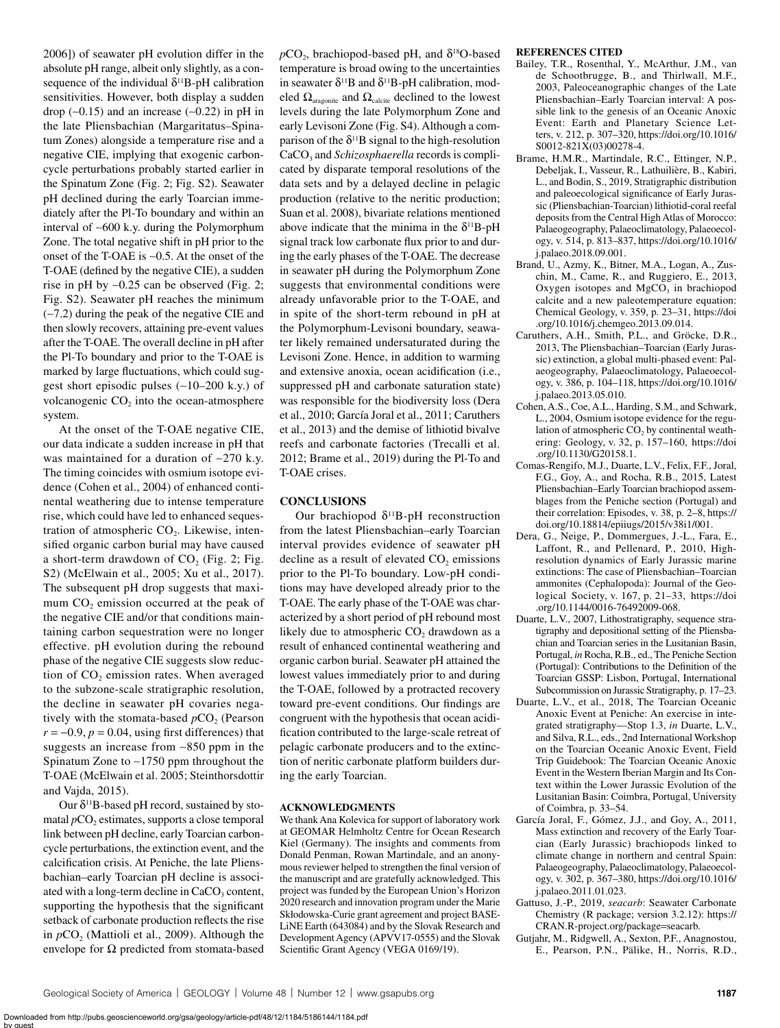2006]) of seawater pH evolution differ in the absolute pH range, albeit only slightly, as a consequence of the individual $\delta^{11}$B-pH calibration sensitivities. However, both display a sudden drop (~0.15) and an increase (~0.22) in pH in the late Pliensbachian (Margaritatus–Spinatum Zones) alongside a temperature rise and a negative CIE, implying that exogenic carbon-cycle perturbations probably started earlier in the Spinatum Zone (Fig. 2; Fig. S2). Seawater pH declined during the early Toarcian immediately after the Pl-To boundary and within an interval of ~600 k.y. during the Polymorphum Zone. The total negative shift in pH prior to the onset of the T-OAE is ~0.5. At the onset of the T-OAE (defined by the negative CIE), a sudden rise in pH by ~0.25 can be observed (Fig. 2; Fig. S2). Seawater pH reaches the minimum (~7.2) during the peak of the negative CIE and then slowly recovers, attaining pre-event values after the T-OAE. The overall decline in pH after the Pl-To boundary and prior to the T-OAE is marked by large fluctuations, which could suggest short episodic pulses (~10–200 k.y.) of volcanogenic $CO_2$ into the ocean-atmosphere system.

At the onset of the T-OAE negative CIE, our data indicate a sudden increase in pH that was maintained for a duration of ~270 k.y. The timing coincides with osmium isotope evidence (Cohen et al., 2004) of enhanced continental weathering due to intense temperature rise, which could have led to enhanced sequestration of atmospheric $CO_2$. Likewise, intensified organic carbon burial may have caused a short-term drawdown of $CO_2$ (Fig. 2; Fig. S2) (McElwain et al., 2005; Xu et al., 2017). The subsequent pH drop suggests that maximum $CO_2$ emission occurred at the peak of the negative CIE and/or that conditions maintaining carbon sequestration were no longer effective. pH evolution during the rebound phase of the negative CIE suggests slow reduction of $CO_2$ emission rates. When averaged to the subzone-scale stratigraphic resolution, the decline in seawater pH covaries negatively with the stomata-based $pCO_2$ (Pearson $r = -0.9$, $p = 0.04$, using first differences) that suggests an increase from ~850 ppm in the Spinatum Zone to ~1750 ppm throughout the T-OAE (McElwain et al. 2005; Steinthorsdottir and Vajda, 2015).

Our $\delta^{11}$B-based pH record, sustained by stomatal $pCO_2$ estimates, supports a close temporal link between pH decline, early Toarcian carbon-cycle perturbations, the extinction event, and the calcification crisis. At Peniche, the late Pliensbachian–early Toarcian pH decline is associated with a long-term decline in $CaCO_3$ content, supporting the hypothesis that the significant setback of carbonate production reflects the rise in $pCO_2$ (Mattioli et al., 2009). Although the envelope for $\Omega$ predicted from stomata-based $pCO_2$, brachiopod-based pH, and $\delta^{18}$O-based temperature is broad owing to the uncertainties in seawater $\delta^{11}$B and $\delta^{11}$B-pH calibration, modeled $\Omega_{aragonite}$ and $\Omega_{calcite}$ declined to the lowest levels during the late Polymorphum Zone and early Levisoni Zone (Fig. S4). Although a comparison of the $\delta^{11}$B signal to the high-resolution $CaCO_3$ and *Schizosphaerella* records is complicated by disparate temporal resolutions of the data sets and by a delayed decline in pelagic production (relative to the neritic production; Suan et al. 2008), bivariate relations mentioned above indicate that the minima in the $\delta^{11}$B-pH signal track low carbonate flux prior to and during the early phases of the T-OAE. The decrease in seawater pH during the Polymorphum Zone suggests that environmental conditions were already unfavorable prior to the T-OAE, and in spite of the short-term rebound in pH at the Polymorphum-Levisoni boundary, seawater likely remained undersaturated during the Levisoni Zone. Hence, in addition to warming and extensive anoxia, ocean acidification (i.e., suppressed pH and carbonate saturation state) was responsible for the biodiversity loss (Dera et al., 2010; García Joral et al., 2011; Caruthers et al., 2013) and the demise of lithiotid bivalve reefs and carbonate factories (Trecalli et al. 2012; Brame et al., 2019) during the Pl-To and T-OAE crises.

## CONCLUSIONS

Our brachiopod $\delta^{11}$B-pH reconstruction from the latest Pliensbachian–early Toarcian interval provides evidence of seawater pH decline as a result of elevated $CO_2$ emissions prior to the Pl-To boundary. Low-pH conditions may have developed already prior to the T-OAE. The early phase of the T-OAE was characterized by a short period of pH rebound most likely due to atmospheric $CO_2$ drawdown as a result of enhanced continental weathering and organic carbon burial. Seawater pH attained the lowest values immediately prior to and during the T-OAE, followed by a protracted recovery toward pre-event conditions. Our findings are congruent with the hypothesis that ocean acidification contributed to the large-scale retreat of pelagic carbonate producers and to the extinction of neritic carbonate platform builders during the early Toarcian.

## ACKNOWLEDGMENTS

We thank Ana Kolevica for support of laboratory work at GEOMAR Helmholtz Centre for Ocean Research Kiel (Germany). The insights and comments from Donald Penman, Rowan Martindale, and an anonymous reviewer helped to strengthen the final version of the manuscript and are gratefully acknowledged. This project was funded by the European Union's Horizon 2020 research and innovation program under the Marie Skłodowska-Curie grant agreement and project BASE-LiNE Earth (643084) and by the Slovak Research and Development Agency (APVV17-0555) and the Slovak Scientific Grant Agency (VEGA 0169/19).

## REFERENCES CITED

Bailey, T.R., Rosenthal, Y., McArthur, J.M., van de Schootbrugge, B., and Thirlwall, M.F., 2003, Paleoceanographic changes of the Late Pliensbachian–Early Toarcian interval: A possible link to the genesis of an Oceanic Anoxic Event: Earth and Planetary Science Letters, v. 212, p. 307–320, https://doi.org/10.1016/S0012-821X(03)00278-4.

Brame, H.M.R., Martindale, R.C., Ettinger, N.P., Debeljak, I., Vasseur, R., Lathuilière, B., Kabiri, L., and Bodin, S., 2019, Stratigraphic distribution and paleoecological significance of Early Jurassic (Pliensbachian-Toarcian) lithiotid-coral reefal deposits from the Central High Atlas of Morocco: Palaeogeography, Palaeoclimatology, Palaeoecology, v. 514, p. 813–837, https://doi.org/10.1016/j.palaeo.2018.09.001.

Brand, U., Azmy, K., Bitner, M.A., Logan, A., Zuschin, M., Came, R., and Ruggiero, E., 2013, Oxygen isotopes and $MgCO_3$ in brachiopod calcite and a new paleotemperature equation: Chemical Geology, v. 359, p. 23–31, https://doi.org/10.1016/j.chemgeo.2013.09.014.

Caruthers, A.H., Smith, P.L., and Gröcke, D.R., 2013, The Pliensbachian–Toarcian (Early Jurassic) extinction, a global multi-phased event: Palaeogeography, Palaeoclimatology, Palaeoecology, v. 386, p. 104–118, https://doi.org/10.1016/j.palaeo.2013.05.010.

Cohen, A.S., Coe, A.L., Harding, S.M., and Schwark, L., 2004, Osmium isotope evidence for the regulation of atmospheric $CO_2$ by continental weathering: Geology, v. 32, p. 157–160, https://doi.org/10.1130/G20158.1.

Comas-Rengifo, M.J., Duarte, L.V., Felix, F.F., Joral, F.G., Goy, A., and Rocha, R.B., 2015, Latest Pliensbachian–Early Toarcian brachiopod assemblages from the Peniche section (Portugal) and their correlation: Episodes, v. 38, p. 2–8, https://doi.org/10.18814/epiiugs/2015/v38i1/001.

Dera, G., Neige, P., Dommergues, J.-L., Fara, E., Laffont, R., and Pellenard, P., 2010, High-resolution dynamics of Early Jurassic marine extinctions: The case of Pliensbachian–Toarcian ammonites (Cephalopoda): Journal of the Geological Society, v. 167, p. 21–33, https://doi.org/10.1144/0016-76492009-068.

Duarte, L.V., 2007, Lithostratigraphy, sequence stratigraphy and depositional setting of the Pliensbachian and Toarcian series in the Lusitanian Basin, Portugal, *in* Rocha, R.B., ed., The Peniche Section (Portugal): Contributions to the Definition of the Toarcian GSSP: Lisbon, Portugal, International Subcommission on Jurassic Stratigraphy, p. 17–23.

Duarte, L.V., et al., 2018, The Toarcian Oceanic Anoxic Event at Peniche: An exercise in integrated stratigraphy—Stop 1.3, *in* Duarte, L.V., and Silva, R.L., eds., 2nd International Workshop on the Toarcian Oceanic Anoxic Event, Field Trip Guidebook: The Toarcian Oceanic Anoxic Event in the Western Iberian Margin and Its Context within the Lower Jurassic Evolution of the Lusitanian Basin: Coimbra, Portugal, University of Coimbra, p. 33–54.

García Joral, F., Gómez, J.J., and Goy, A., 2011, Mass extinction and recovery of the Early Toarcian (Early Jurassic) brachiopods linked to climate change in northern and central Spain: Palaeogeography, Palaeoclimatology, Palaeoecology, v. 302, p. 367–380, https://doi.org/10.1016/j.palaeo.2011.01.023.

Gattuso, J.-P., 2019, *seacarb*: Seawater Carbonate Chemistry (R package; version 3.2.12): https://CRAN.R-project.org/package=seacarb.

Gutjahr, M., Ridgwell, A., Sexton, P.F., Anagnostou, E., Pearson, P.N., Pälike, H., Norris, R.D.,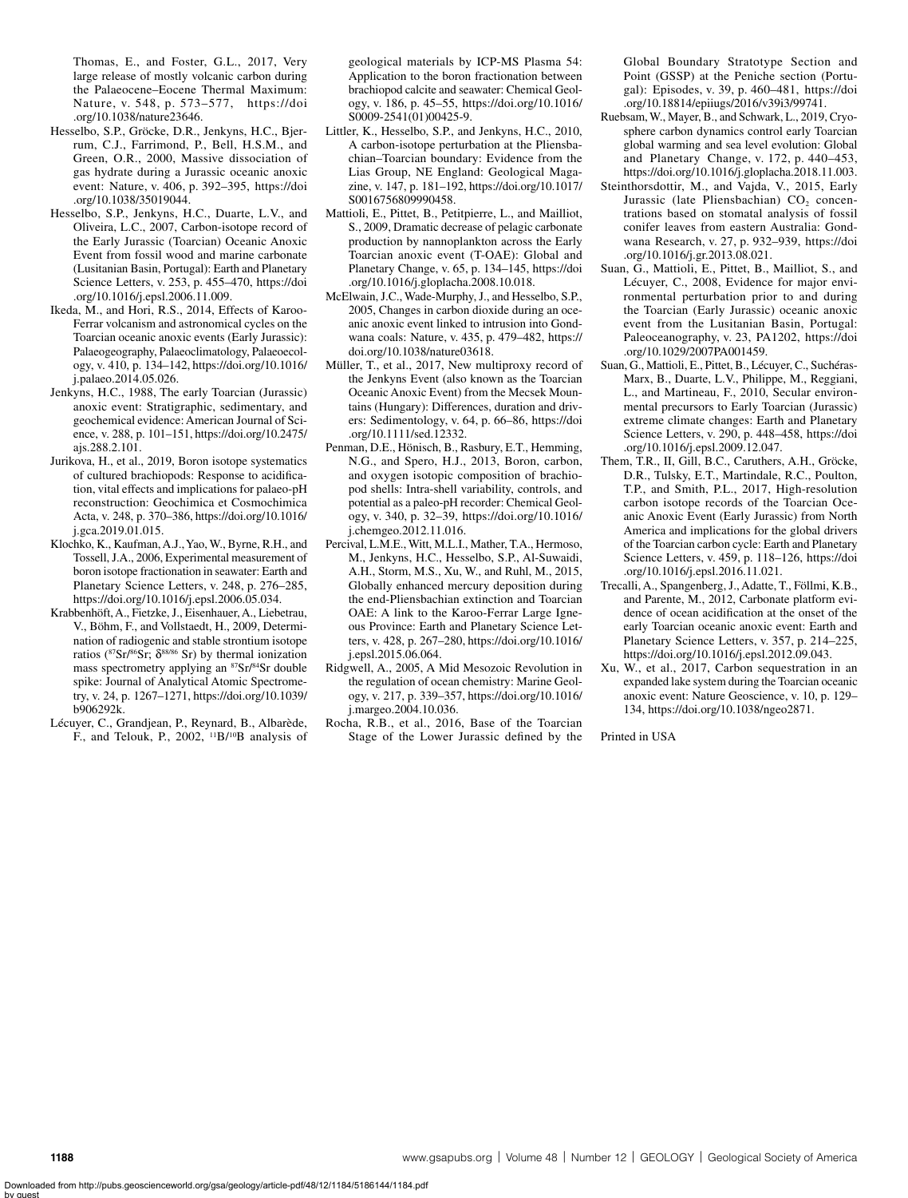Thomas, E., and Foster, G.L., 2017, Very large release of mostly volcanic carbon during the Palaeocene–Eocene Thermal Maximum: Nature, v. 548, p. 573–577, https://doi.org/10.1038/nature23646.

Hesselbo, S.P., Gröcke, D.R., Jenkyns, H.C., Bjerrum, C.J., Farrimond, P., Bell, H.S.M., and Green, O.R., 2000, Massive dissociation of gas hydrate during a Jurassic oceanic anoxic event: Nature, v. 406, p. 392–395, https://doi.org/10.1038/35019044.

Hesselbo, S.P., Jenkyns, H.C., Duarte, L.V., and Oliveira, L.C., 2007, Carbon-isotope record of the Early Jurassic (Toarcian) Oceanic Anoxic Event from fossil wood and marine carbonate (Lusitanian Basin, Portugal): Earth and Planetary Science Letters, v. 253, p. 455–470, https://doi.org/10.1016/j.epsl.2006.11.009.

Ikeda, M., and Hori, R.S., 2014, Effects of Karoo-Ferrar volcanism and astronomical cycles on the Toarcian oceanic anoxic events (Early Jurassic): Palaeogeography, Palaeoclimatology, Palaeoecology, v. 410, p. 134–142, https://doi.org/10.1016/j.palaeo.2014.05.026.

Jenkyns, H.C., 1988, The early Toarcian (Jurassic) anoxic event: Stratigraphic, sedimentary, and geochemical evidence: American Journal of Science, v. 288, p. 101–151, https://doi.org/10.2475/ajs.288.2.101.

Jurikova, H., et al., 2019, Boron isotope systematics of cultured brachiopods: Response to acidification, vital effects and implications for palaeo-pH reconstruction: Geochimica et Cosmochimica Acta, v. 248, p. 370–386, https://doi.org/10.1016/j.gca.2019.01.015.

Klochko, K., Kaufman, A.J., Yao, W., Byrne, R.H., and Tossell, J.A., 2006, Experimental measurement of boron isotope fractionation in seawater: Earth and Planetary Science Letters, v. 248, p. 276–285, https://doi.org/10.1016/j.epsl.2006.05.034.

Krabbenhöft, A., Fietzke, J., Eisenhauer, A., Liebetrau, V., Böhm, F., and Vollstaedt, H., 2009, Determination of radiogenic and stable strontium isotope ratios ($^{87}Sr/^{86}Sr$; $\delta^{88/86}$ Sr) by thermal ionization mass spectrometry applying an $^{87}Sr/^{84}Sr$ double spike: Journal of Analytical Atomic Spectrometry, v. 24, p. 1267–1271, https://doi.org/10.1039/b906292k.

Lécuyer, C., Grandjean, P., Reynard, B., Albarède, F., and Telouk, P., 2002, $^{11}B/^{10}B$ analysis of geological materials by ICP-MS Plasma 54: Application to the boron fractionation between brachiopod calcite and seawater: Chemical Geology, v. 186, p. 45–55, https://doi.org/10.1016/S0009-2541(01)00425-9.

Littler, K., Hesselbo, S.P., and Jenkyns, H.C., 2010, A carbon-isotope perturbation at the Pliensbachian–Toarcian boundary: Evidence from the Lias Group, NE England: Geological Magazine, v. 147, p. 181–192, https://doi.org/10.1017/S0016756809990458.

Mattioli, E., Pittet, B., Petitpierre, L., and Mailliot, S., 2009, Dramatic decrease of pelagic carbonate production by nannoplankton across the Early Toarcian anoxic event (T-OAE): Global and Planetary Change, v. 65, p. 134–145, https://doi.org/10.1016/j.gloplacha.2008.10.018.

McElwain, J.C., Wade-Murphy, J., and Hesselbo, S.P., 2005, Changes in carbon dioxide during an oceanic anoxic event linked to intrusion into Gondwana coals: Nature, v. 435, p. 479–482, https://doi.org/10.1038/nature03618.

Müller, T., et al., 2017, New multiproxy record of the Jenkyns Event (also known as the Toarcian Oceanic Anoxic Event) from the Mecsek Mountains (Hungary): Differences, duration and drivers: Sedimentology, v. 64, p. 66–86, https://doi.org/10.1111/sed.12332.

Penman, D.E., Hönisch, B., Rasbury, E.T., Hemming, N.G., and Spero, H.J., 2013, Boron, carbon, and oxygen isotopic composition of brachiopod shells: Intra-shell variability, controls, and potential as a paleo-pH recorder: Chemical Geology, v. 340, p. 32–39, https://doi.org/10.1016/j.chemgeo.2012.11.016.

Percival, L.M.E., Witt, M.L.I., Mather, T.A., Hermoso, M., Jenkyns, H.C., Hesselbo, S.P., Al-Suwaidi, A.H., Storm, M.S., Xu, W., and Ruhl, M., 2015, Globally enhanced mercury deposition during the end-Pliensbachian extinction and Toarcian OAE: A link to the Karoo-Ferrar Large Igneous Province: Earth and Planetary Science Letters, v. 428, p. 267–280, https://doi.org/10.1016/j.epsl.2015.06.064.

Ridgwell, A., 2005, A Mid Mesozoic Revolution in the regulation of ocean chemistry: Marine Geology, v. 217, p. 339–357, https://doi.org/10.1016/j.margeo.2004.10.036.

Rocha, R.B., et al., 2016, Base of the Toarcian Stage of the Lower Jurassic defined by the Global Boundary Stratotype Section and Point (GSSP) at the Peniche section (Portugal): Episodes, v. 39, p. 460–481, https://doi.org/10.18814/epiiugs/2016/v39i3/99741.

Ruebsam, W., Mayer, B., and Schwark, L., 2019, Cryosphere carbon dynamics control early Toarcian global warming and sea level evolution: Global and Planetary Change, v. 172, p. 440–453, https://doi.org/10.1016/j.gloplacha.2018.11.003.

Steinthorsdottir, M., and Vajda, V., 2015, Early Jurassic (late Pliensbachian) $CO_2$ concentrations based on stomatal analysis of fossil conifer leaves from eastern Australia: Gondwana Research, v. 27, p. 932–939, https://doi.org/10.1016/j.gr.2013.08.021.

Suan, G., Mattioli, E., Pittet, B., Mailliot, S., and Lécuyer, C., 2008, Evidence for major environmental perturbation prior to and during the Toarcian (Early Jurassic) oceanic anoxic event from the Lusitanian Basin, Portugal: Paleoceanography, v. 23, PA1202, https://doi.org/10.1029/2007PA001459.

Suan, G., Mattioli, E., Pittet, B., Lécuyer, C., Suchéras-Marx, B., Duarte, L.V., Philippe, M., Reggiani, L., and Martineau, F., 2010, Secular environmental precursors to Early Toarcian (Jurassic) extreme climate changes: Earth and Planetary Science Letters, v. 290, p. 448–458, https://doi.org/10.1016/j.epsl.2009.12.047.

Them, T.R., II, Gill, B.C., Caruthers, A.H., Gröcke, D.R., Tulsky, E.T., Martindale, R.C., Poulton, T.P., and Smith, P.L., 2017, High-resolution carbon isotope records of the Toarcian Oceanic Anoxic Event (Early Jurassic) from North America and implications for the global drivers of the Toarcian carbon cycle: Earth and Planetary Science Letters, v. 459, p. 118–126, https://doi.org/10.1016/j.epsl.2016.11.021.

Trecalli, A., Spangenberg, J., Adatte, T., Föllmi, K.B., and Parente, M., 2012, Carbonate platform evidence of ocean acidification at the onset of the early Toarcian oceanic anoxic event: Earth and Planetary Science Letters, v. 357, p. 214–225, https://doi.org/10.1016/j.epsl.2012.09.043.

Xu, W., et al., 2017, Carbon sequestration in an expanded lake system during the Toarcian oceanic anoxic event: Nature Geoscience, v. 10, p. 129–134, https://doi.org/10.1038/ngeo2871.

Printed in USA